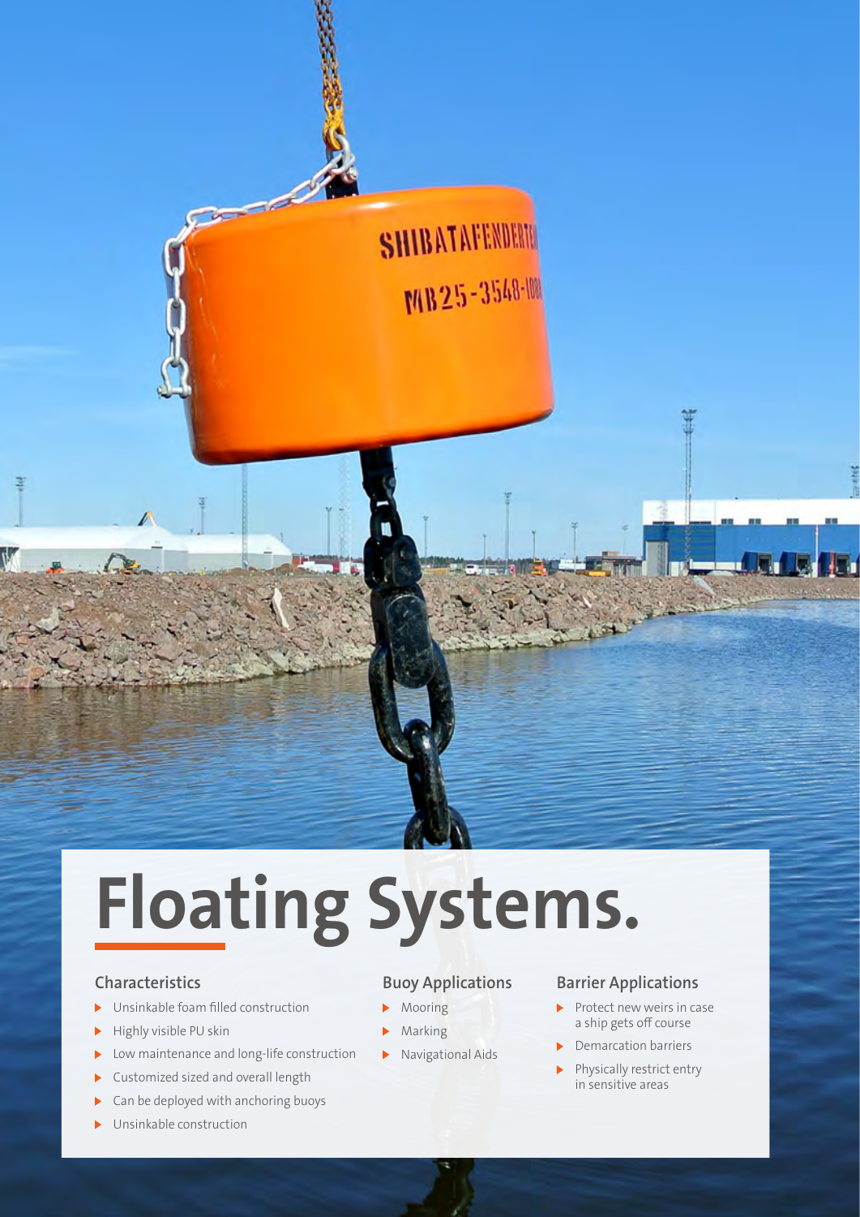# Floating Systems.

### Characteristics

- Unsinkable foam filled construction
- Highly visible PU skin
- Low maintenance and long-life construction
- Customized sized and overall length
- Can be deployed with anchoring buoys
- Unsinkable construction

### Buoy Applications

- Mooring
- Marking
- Navigational Aids

### Barrier Applications

- Protect new weirs in case a ship gets off course
- Demarcation barriers
- Physically restrict entry in sensitive areas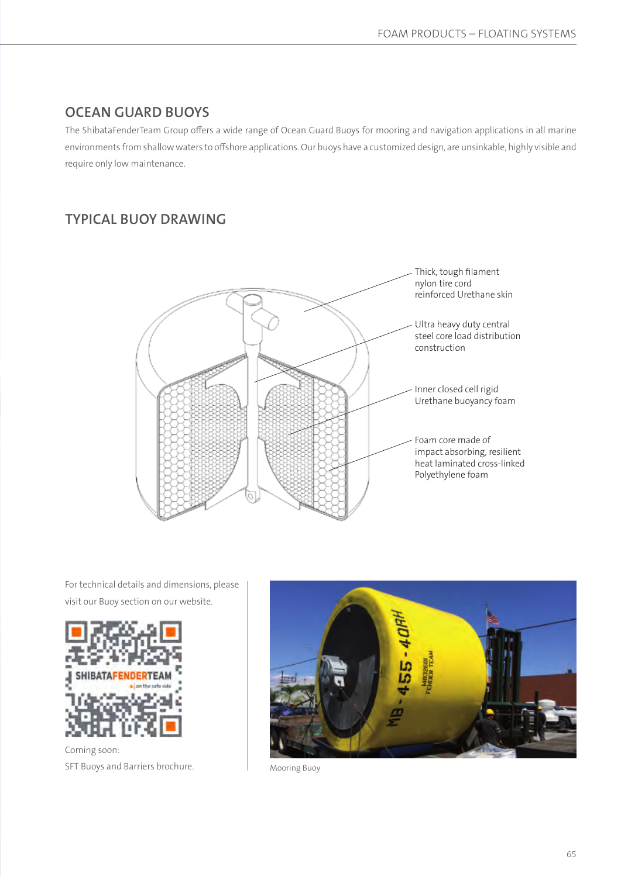## OCEAN GUARD BUOYS

The ShibataFenderTeam Group offers a wide range of Ocean Guard Buoys for mooring and navigation applications in all marine environments from shallow waters to offshore applications. Our buoys have a customized design, are unsinkable, highly visible and require only low maintenance.

## TYPICAL BUOY DRAWING

Thick, tough filament nylon tire cord reinforced Urethane skin

Ultra heavy duty central steel core load distribution construction

Inner closed cell rigid Urethane buoyancy foam

Foam core made of impact absorbing, resilient heat laminated cross-linked Polyethylene foam

For technical details and dimensions, please visit our Buoy section on our website.

Coming soon:
SFT Buoys and Barriers brochure.

Mooring Buoy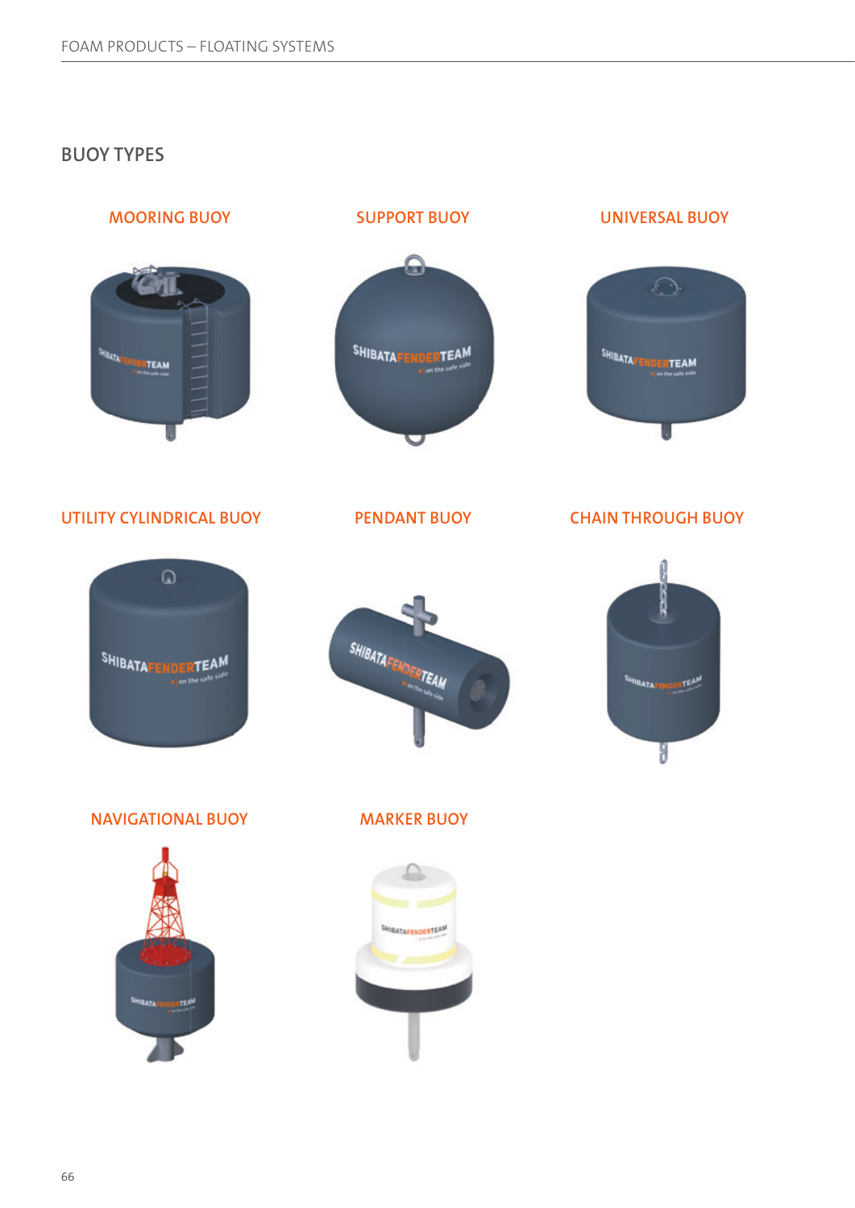## BUOY TYPES

### MOORING BUOY

### SUPPORT BUOY

### UNIVERSAL BUOY

### UTILITY CYLINDRICAL BUOY

### PENDANT BUOY

### CHAIN THROUGH BUOY

### NAVIGATIONAL BUOY

### MARKER BUOY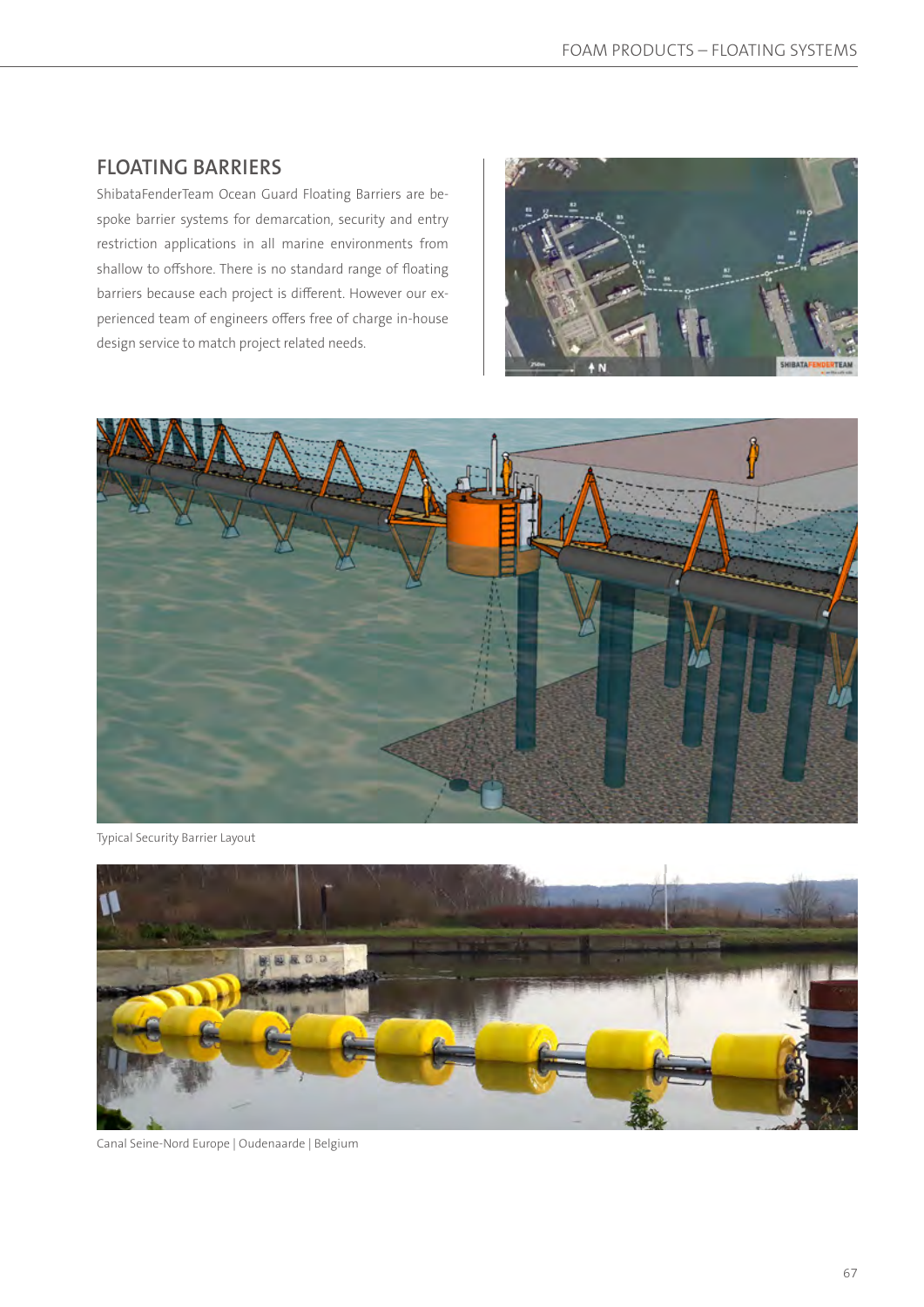## FLOATING BARRIERS

ShibataFenderTeam Ocean Guard Floating Barriers are bespoke barrier systems for demarcation, security and entry restriction applications in all marine environments from shallow to offshore. There is no standard range of floating barriers because each project is different. However our experienced team of engineers offers free of charge in-house design service to match project related needs.

Typical Security Barrier Layout

Canal Seine-Nord Europe | Oudenaarde | Belgium